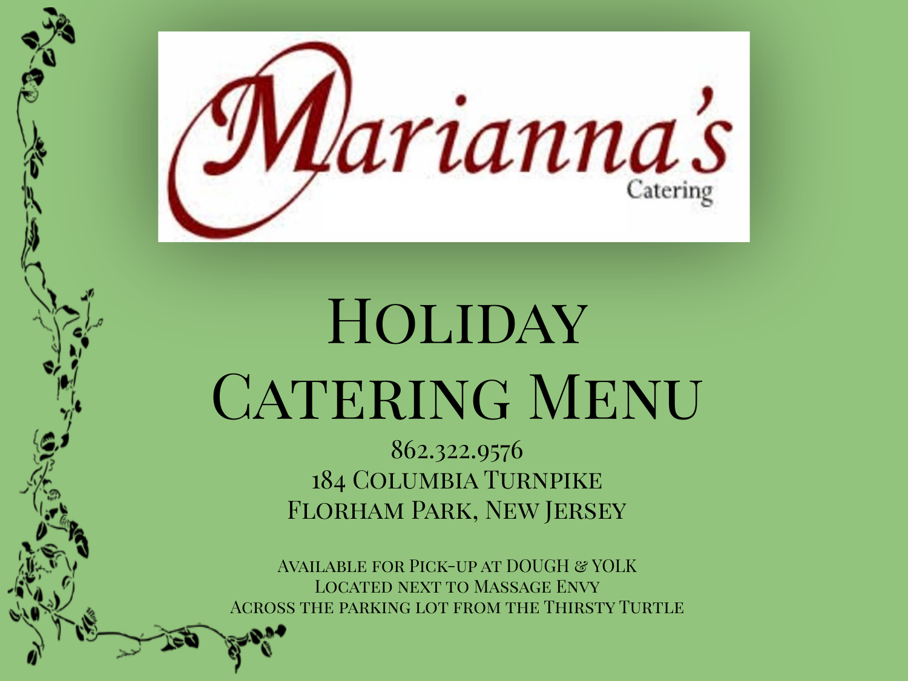Marianna's

Catering

# Holiday Catering Menu

862.322.9576

184 Columbia Turnpike

Florham Park, New Jersey

Available for Pick-up at DOUGH & YOLK

Located next to Massage Envy

Across the parking lot from the Thirsty Turtle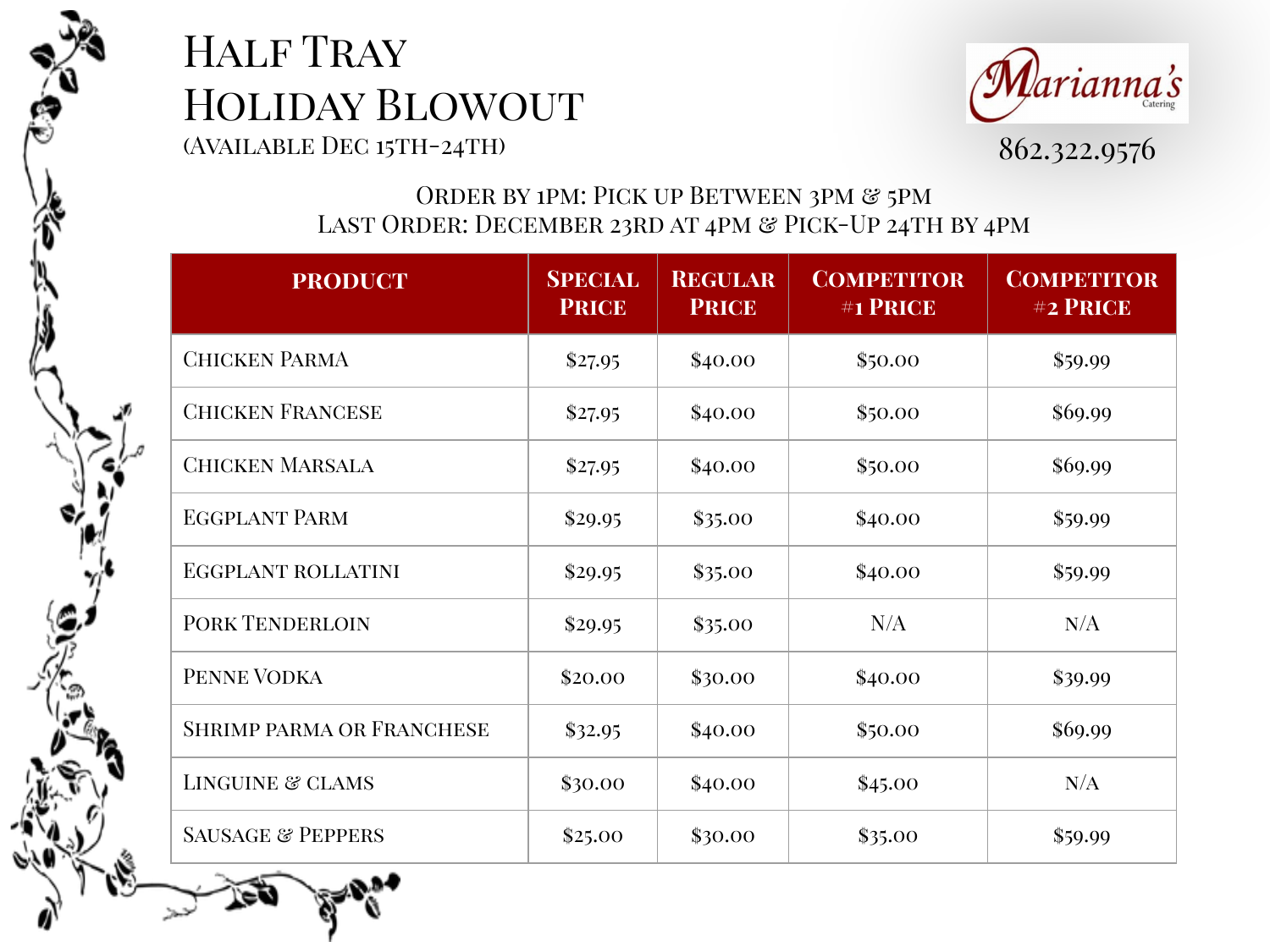# Half Tray Holiday Blowout

(Available Dec 15th-24th)

Marianna's Catering

862.322.9576

Order by 1pm: Pick up between 3pm & 5pm
Last Order: December 23rd at 4pm & Pick-Up 24th by 4pm

| Product | Special Price | Regular Price | Competitor #1 Price | Competitor #2 Price |
|---|---|---|---|---|
| Chicken Parma | $27.95 | $40.00 | $50.00 | $59.99 |
| Chicken Francese | $27.95 | $40.00 | $50.00 | $69.99 |
| Chicken Marsala | $27.95 | $40.00 | $50.00 | $69.99 |
| Eggplant Parm | $29.95 | $35.00 | $40.00 | $59.99 |
| Eggplant Rollatini | $29.95 | $35.00 | $40.00 | $59.99 |
| Pork Tenderloin | $29.95 | $35.00 | N/A | N/A |
| Penne Vodka | $20.00 | $30.00 | $40.00 | $39.99 |
| Shrimp Parma or Franchese | $32.95 | $40.00 | $50.00 | $69.99 |
| Linguine & clams | $30.00 | $40.00 | $45.00 | N/A |
| Sausage & Peppers | $25.00 | $30.00 | $35.00 | $59.99 |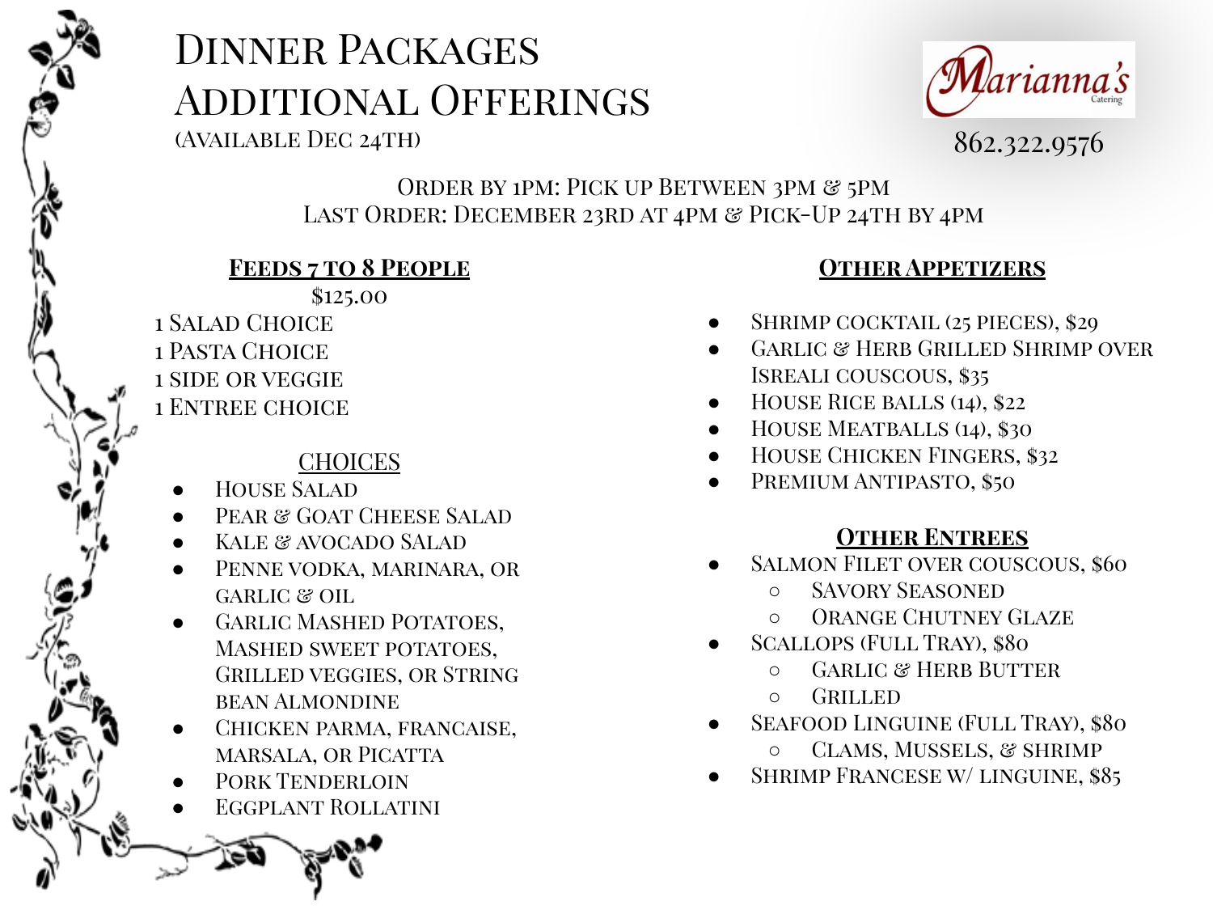# Dinner Packages Additional Offerings

(Available Dec 24th)

Marianna's Catering

862.322.9576

Order by 1pm: Pick up Between 3pm & 5pm
Last Order: December 23rd at 4pm & Pick-Up 24th by 4pm

## Feeds 7 to 8 People

$125.00

1 Salad Choice
1 Pasta Choice
1 Side or Veggie
1 Entree choice

### Choices

- House Salad
- Pear & Goat Cheese Salad
- Kale & avocado Salad
- Penne vodka, marinara, or garlic & oil
- Garlic Mashed Potatoes, mashed sweet potatoes, Grilled veggies, or String bean Almondine
- Chicken parma, francaise, marsala, or Picatta
- Pork Tenderloin
- Eggplant Rollatini

## Other Appetizers

- Shrimp cocktail (25 pieces), $29
- Garlic & Herb Grilled Shrimp over Isreali couscous, $35
- House Rice balls (14), $22
- House Meatballs (14), $30
- House Chicken Fingers, $32
- Premium Antipasto, $50

## Other Entrees

- Salmon Filet over couscous, $60
  - Savory Seasoned
  - Orange Chutney Glaze
- Scallops (Full Tray), $80
  - Garlic & Herb Butter
  - Grilled
- Seafood Linguine (Full Tray), $80
  - Clams, Mussels, & shrimp
- Shrimp Francese w/ linguine, $85